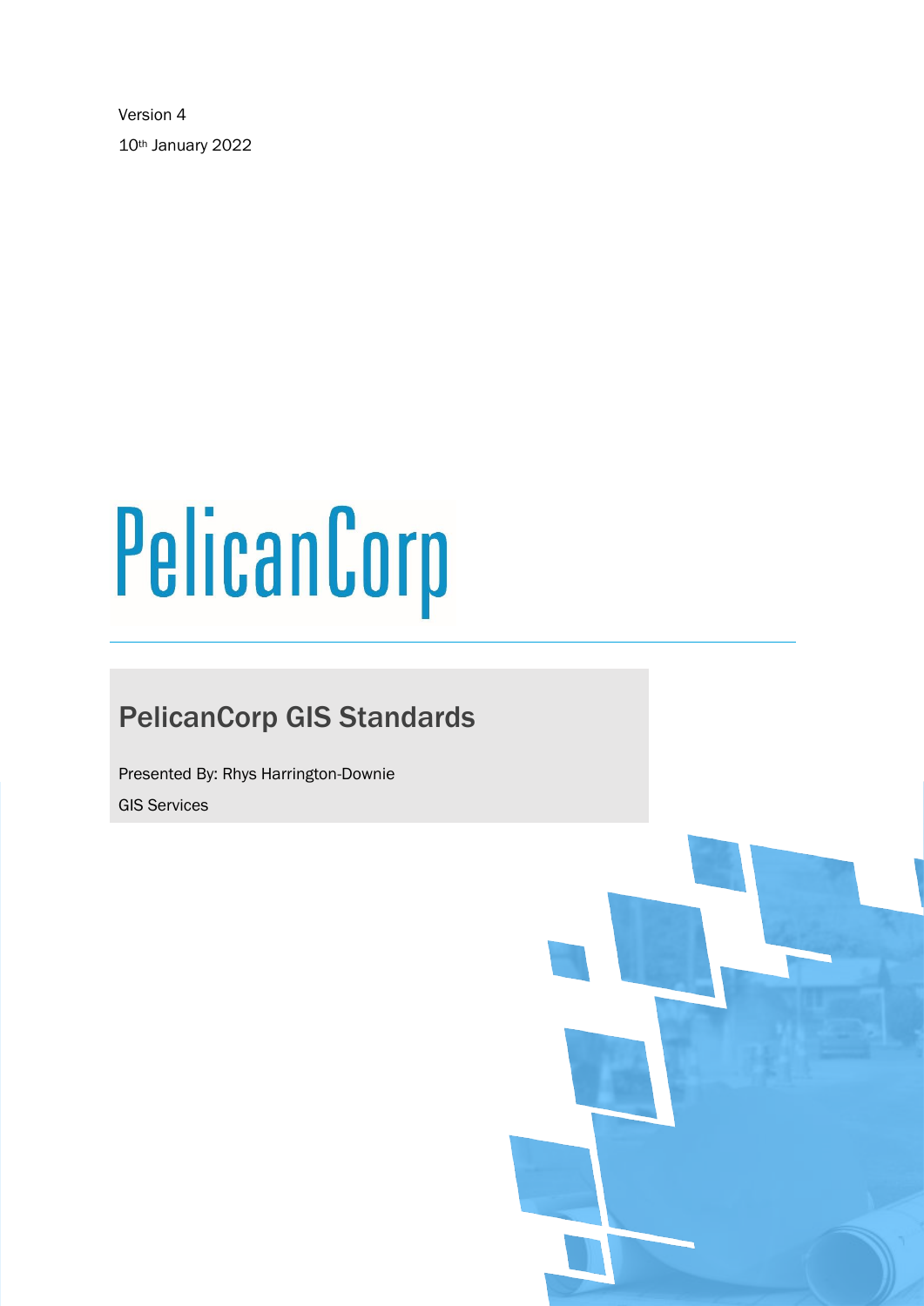Version 4

10th January 2022

PelicanCorp

# PelicanCorp GIS Standards

Presented By: Rhys Harrington-Downie

GIS Services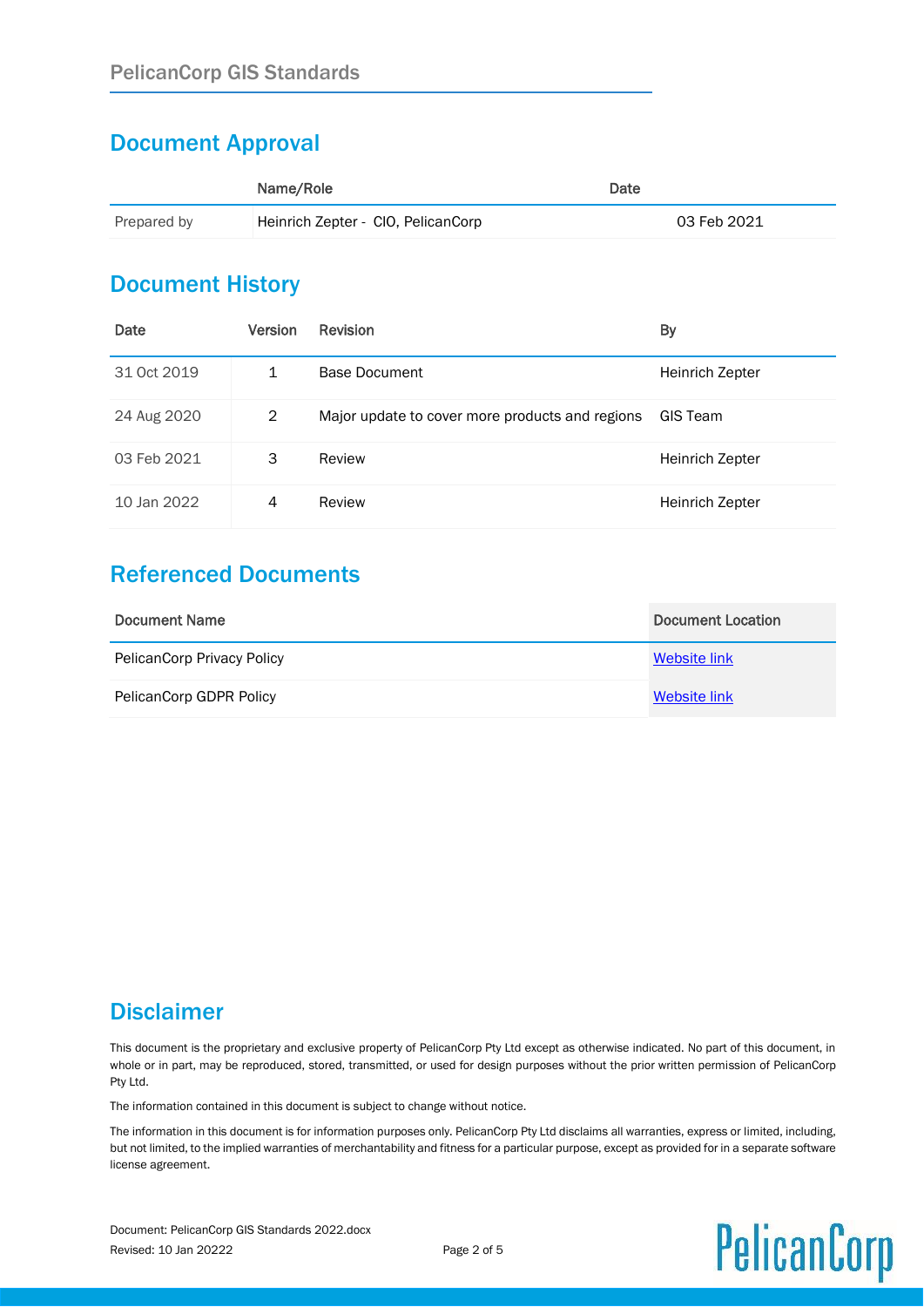## Document Approval

| | Name/Role | Date |
|---|---|---|
| Prepared by | Heinrich Zepter - CIO, PelicanCorp | 03 Feb 2021 |

## Document History

| Date | Version | Revision | By |
|---|---|---|---|
| 31 Oct 2019 | 1 | Base Document | Heinrich Zepter |
| 24 Aug 2020 | 2 | Major update to cover more products and regions | GIS Team |
| 03 Feb 2021 | 3 | Review | Heinrich Zepter |
| 10 Jan 2022 | 4 | Review | Heinrich Zepter |

## Referenced Documents

| Document Name | Document Location |
|---|---|
| PelicanCorp Privacy Policy | Website link |
| PelicanCorp GDPR Policy | Website link |

## Disclaimer

This document is the proprietary and exclusive property of PelicanCorp Pty Ltd except as otherwise indicated. No part of this document, in whole or in part, may be reproduced, stored, transmitted, or used for design purposes without the prior written permission of PelicanCorp Pty Ltd.

The information contained in this document is subject to change without notice.

The information in this document is for information purposes only. PelicanCorp Pty Ltd disclaims all warranties, express or limited, including, but not limited, to the implied warranties of merchantability and fitness for a particular purpose, except as provided for in a separate software license agreement.

Document: PelicanCorp GIS Standards 2022.docx
Revised: 10 Jan 20222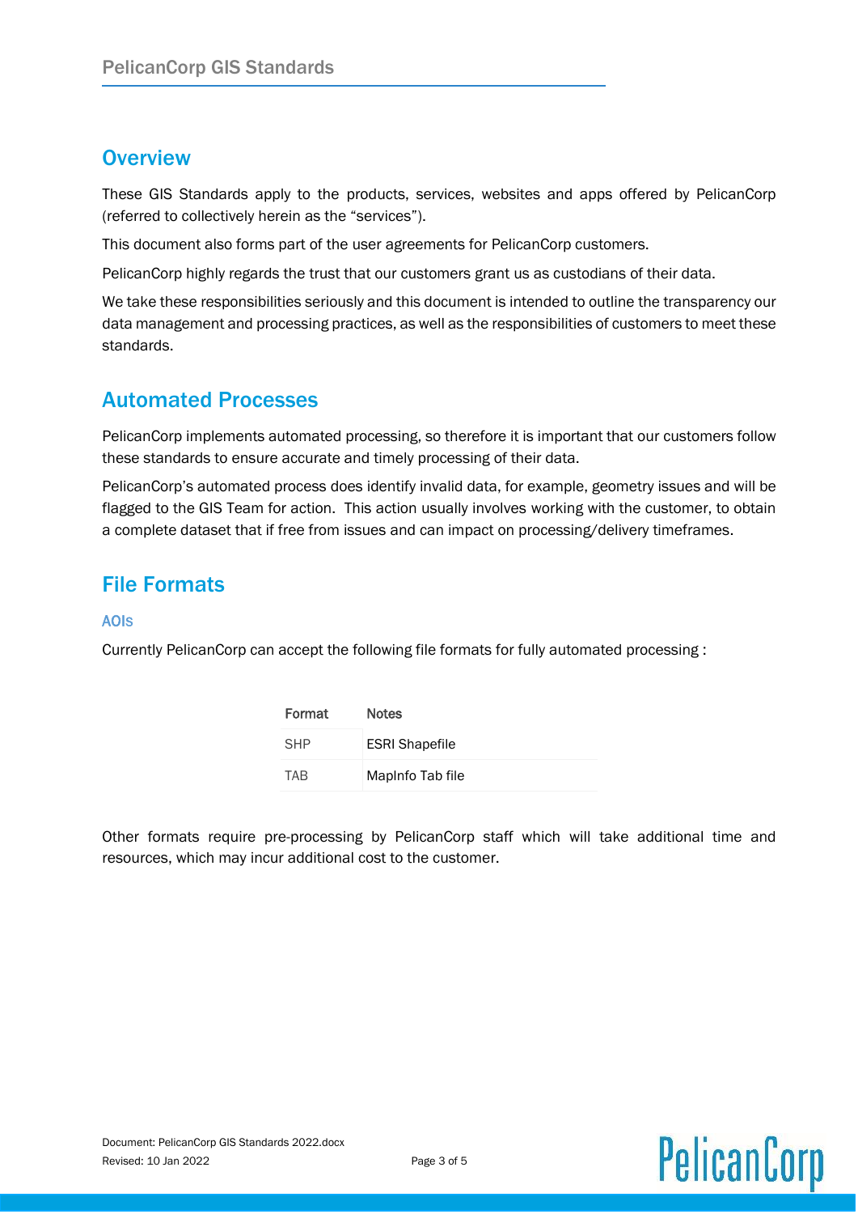## Overview

These GIS Standards apply to the products, services, websites and apps offered by PelicanCorp (referred to collectively herein as the "services").

This document also forms part of the user agreements for PelicanCorp customers.

PelicanCorp highly regards the trust that our customers grant us as custodians of their data.

We take these responsibilities seriously and this document is intended to outline the transparency our data management and processing practices, as well as the responsibilities of customers to meet these standards.

## Automated Processes

PelicanCorp implements automated processing, so therefore it is important that our customers follow these standards to ensure accurate and timely processing of their data.

PelicanCorp's automated process does identify invalid data, for example, geometry issues and will be flagged to the GIS Team for action. This action usually involves working with the customer, to obtain a complete dataset that if free from issues and can impact on processing/delivery timeframes.

## File Formats

### AOIs

Currently PelicanCorp can accept the following file formats for fully automated processing :

| Format | Notes |
|---|---|
| SHP | ESRI Shapefile |
| TAB | MapInfo Tab file |

Other formats require pre-processing by PelicanCorp staff which will take additional time and resources, which may incur additional cost to the customer.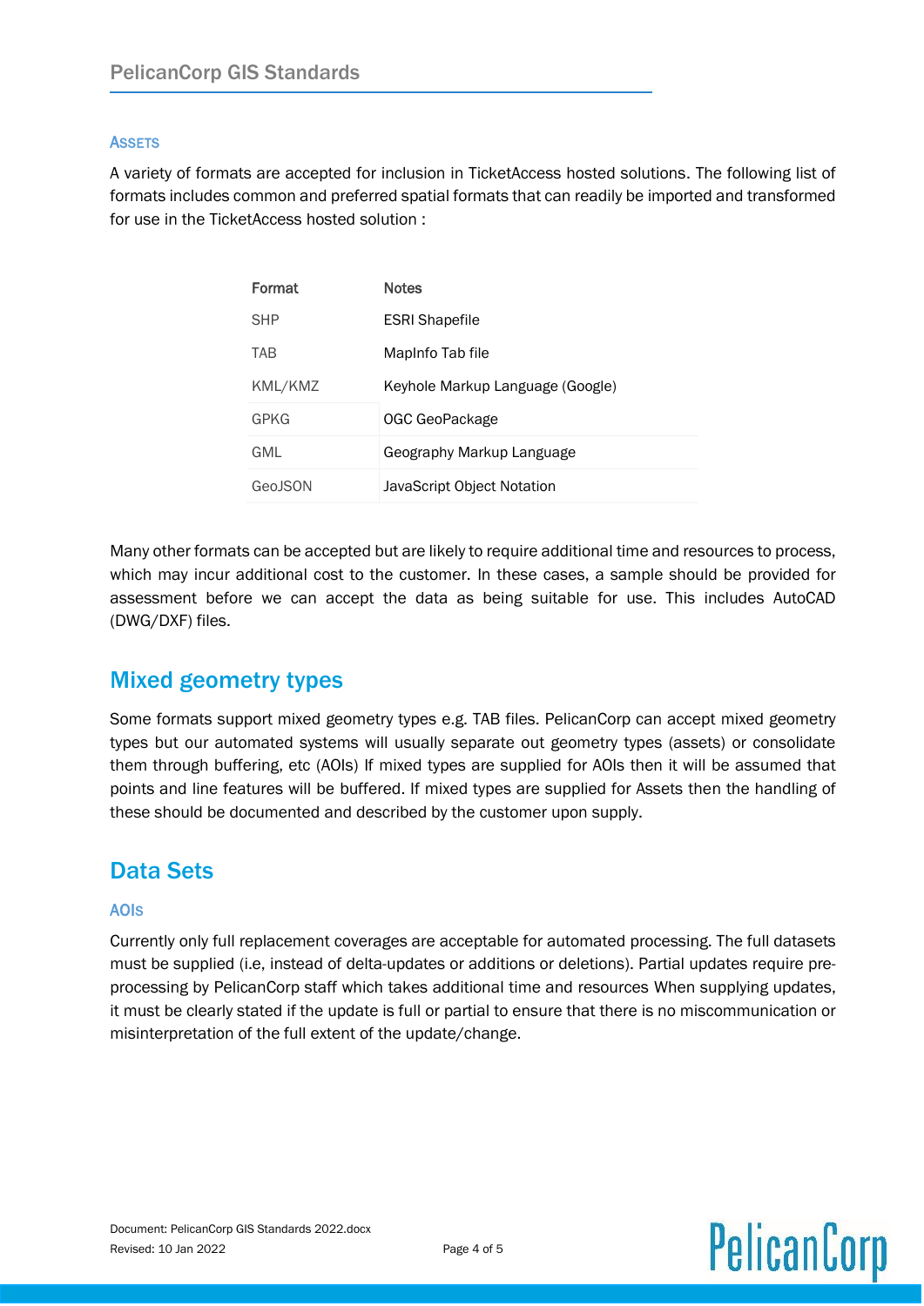### Assets

A variety of formats are accepted for inclusion in TicketAccess hosted solutions. The following list of formats includes common and preferred spatial formats that can readily be imported and transformed for use in the TicketAccess hosted solution :

| Format | Notes |
|---|---|
| SHP | ESRI Shapefile |
| TAB | MapInfo Tab file |
| KML/KMZ | Keyhole Markup Language (Google) |
| GPKG | OGC GeoPackage |
| GML | Geography Markup Language |
| GeoJSON | JavaScript Object Notation |

Many other formats can be accepted but are likely to require additional time and resources to process, which may incur additional cost to the customer. In these cases, a sample should be provided for assessment before we can accept the data as being suitable for use. This includes AutoCAD (DWG/DXF) files.

## Mixed geometry types

Some formats support mixed geometry types e.g. TAB files. PelicanCorp can accept mixed geometry types but our automated systems will usually separate out geometry types (assets) or consolidate them through buffering, etc (AOIs) If mixed types are supplied for AOIs then it will be assumed that points and line features will be buffered. If mixed types are supplied for Assets then the handling of these should be documented and described by the customer upon supply.

## Data Sets

### AOIs

Currently only full replacement coverages are acceptable for automated processing. The full datasets must be supplied (i.e, instead of delta-updates or additions or deletions). Partial updates require pre-processing by PelicanCorp staff which takes additional time and resources When supplying updates, it must be clearly stated if the update is full or partial to ensure that there is no miscommunication or misinterpretation of the full extent of the update/change.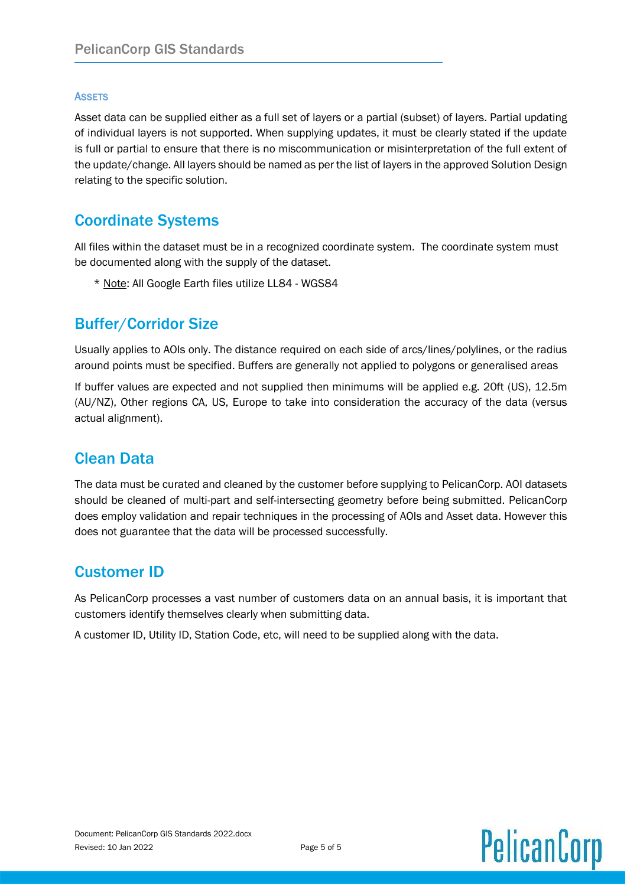### Assets

Asset data can be supplied either as a full set of layers or a partial (subset) of layers. Partial updating of individual layers is not supported. When supplying updates, it must be clearly stated if the update is full or partial to ensure that there is no miscommunication or misinterpretation of the full extent of the update/change. All layers should be named as per the list of layers in the approved Solution Design relating to the specific solution.

## Coordinate Systems

All files within the dataset must be in a recognized coordinate system. The coordinate system must be documented along with the supply of the dataset.

* Note: All Google Earth files utilize LL84 - WGS84

## Buffer/Corridor Size

Usually applies to AOIs only. The distance required on each side of arcs/lines/polylines, or the radius around points must be specified. Buffers are generally not applied to polygons or generalised areas

If buffer values are expected and not supplied then minimums will be applied e.g. 20ft (US), 12.5m (AU/NZ), Other regions CA, US, Europe to take into consideration the accuracy of the data (versus actual alignment).

## Clean Data

The data must be curated and cleaned by the customer before supplying to PelicanCorp. AOI datasets should be cleaned of multi-part and self-intersecting geometry before being submitted. PelicanCorp does employ validation and repair techniques in the processing of AOIs and Asset data. However this does not guarantee that the data will be processed successfully.

## Customer ID

As PelicanCorp processes a vast number of customers data on an annual basis, it is important that customers identify themselves clearly when submitting data.

A customer ID, Utility ID, Station Code, etc, will need to be supplied along with the data.